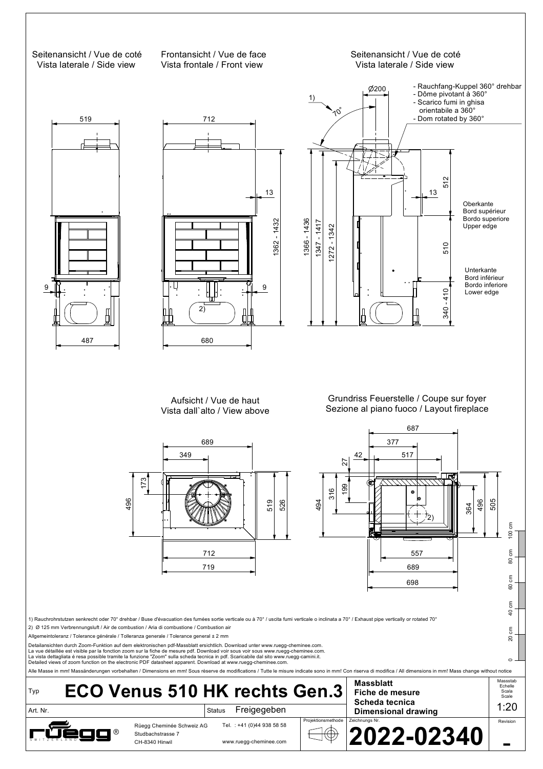Seitenansicht / Vue de coté
Vista laterale / Side view

Frontansicht / Vue de face
Vista frontale / Front view

Seitenansicht / Vue de coté
Vista laterale / Side view

- Rauchfang-Kuppel 360° drehbar
- Dôme pivotant à 360°
- Scarico fumi in ghisa orientabile a 360°
- Dom rotated by 360°

Oberkante
Bord supérieur
Bordo superiore
Upper edge

Unterkante
Bord inférieur
Bordo inferiore
Lower edge

Aufsicht / Vue de haut
Vista dall`alto / View above

Grundriss Feuerstelle / Coupe sur foyer
Sezione al piano fuoco / Layout fireplace

1) Rauchrohrstutzen senkrecht oder 70° drehbar / Buse d'évacuation des fumées sortie verticale ou à 70° / uscita fumi verticale o inclinata a 70° / Exhaust pipe vertically or rotated 70°

2) Ø 125 mm Verbrennungsluft / Air de combustion / Aria di combustione / Combustion air

Allgemeintoleranz / Tolerance générale / Tolleranza generale / Tolerance general ± 2 mm

Detailansichten durch Zoom-Funktion auf dem elektronischen pdf-Massblatt ersichtlich. Download unter www.ruegg-cheminee.com.
La vue détaillée est visible par la fonction zoom sur la fiche de mesure pdf. Download voir sous voir sous www.ruegg-cheminee.com.
La vista dettagliata é resa possible tramite la funzione "Zoom" sulla scheda tecnica in pdf. Scaricabile dal sito www.ruegg-camini.it.
Detailed views of zoom function on the electronic PDF datasheet apparent. Download at www.ruegg-cheminee.com.

Alle Masse in mm! Massänderungen vorbehalten / Dimensions en mm! Sous réserve de modifications / Tutte le misure indicate sono in mm! Con riserva di modifica / All dimensions in mm! Mass change without notice

| Typ | **ECO Venus 510 HK rechts Gen.3** | **Massblatt / Fiche de mesure / Scheda tecnica / Dimensional drawing** | Massstab / Echelle / Scala / Scale: 1:20 |
|---|---|---|---|
| Art. Nr. | Status: Freigegeben | Zeichnungs Nr.: **2022-02340** | Revision: - |

Rüegg Cheminée Schweiz AG
Studbachstrasse 7
CH-8340 Hinwil

Tel. : +41 (0)44 938 58 58
www.ruegg-cheminee.com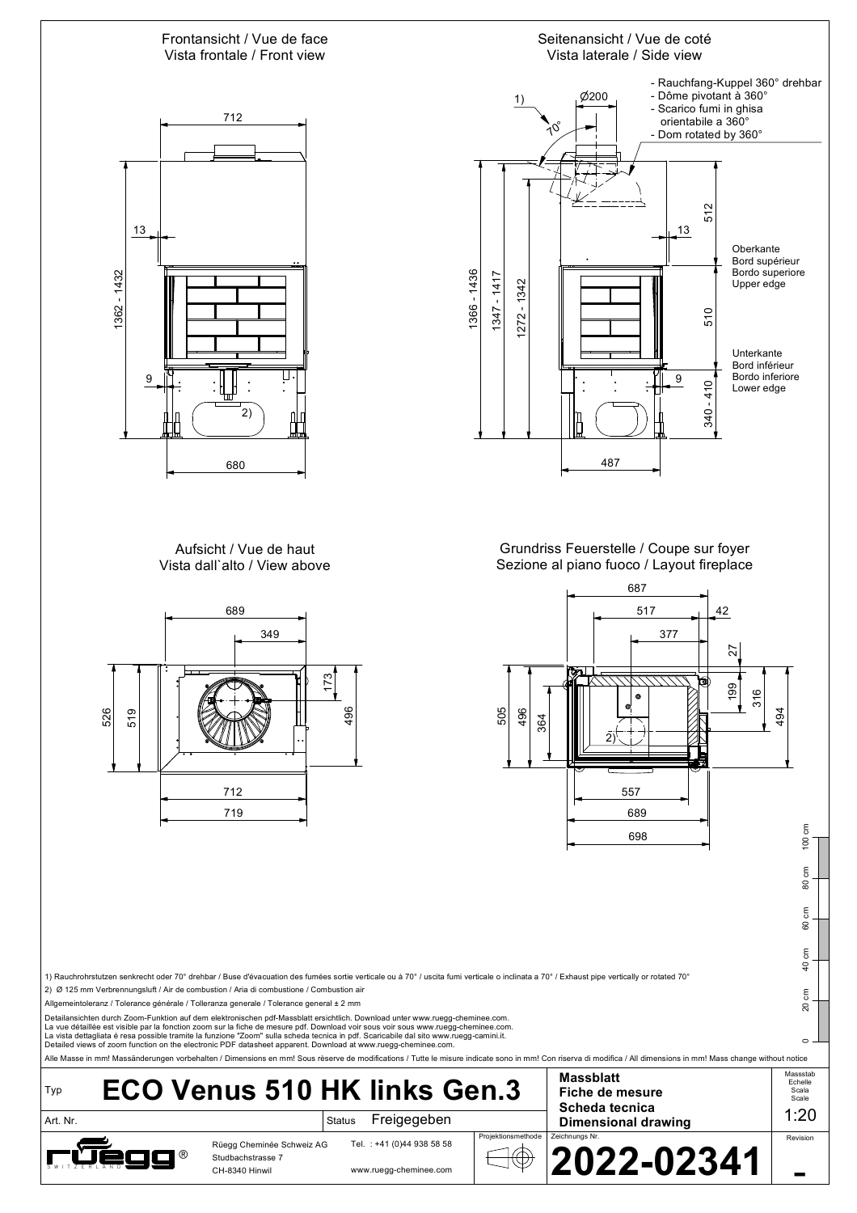Frontansicht / Vue de face
Vista frontale / Front view

712
13
1362 - 1432
9
2)
680

Seitenansicht / Vue de coté
Vista laterale / Side view

1)
Ø200
70°
- Rauchfang-Kuppel 360° drehbar
- Dôme pivotant à 360°
- Scarico fumi in ghisa orientabile a 360°
- Dom rotated by 360°

512
13
Oberkante
Bord supérieur
Bordo superiore
Upper edge
1366 - 1436
1347 - 1417
1272 - 1342
510
Unterkante
Bord inférieur
Bordo inferiore
Lower edge
9
340 - 410
487

Aufsicht / Vue de haut
Vista dall`alto / View above

689
349
173
526
519
496
712
719

Grundriss Feuerstelle / Coupe sur foyer
Sezione al piano fuoco / Layout fireplace

687
517
42
377
27
199
316
505
496
364
494
2)
557
689
698

100 cm
80 cm
60 cm
40 cm
20 cm
0

1) Rauchrohrstutzen senkrecht oder 70° drehbar / Buse d'évacuation des fumées sortie verticale ou à 70° / uscita fumi verticale o inclinata a 70° / Exhaust pipe vertically or rotated 70°

2) Ø 125 mm Verbrennungsluft / Air de combustion / Aria di combustione / Combustion air

Allgemeintoleranz / Tolerance générale / Tolleranza generale / Tolerance general ± 2 mm

Detailansichten durch Zoom-Funktion auf dem elektronischen pdf-Massblatt ersichtlich. Download unter www.ruegg-cheminee.com.
La vue détaillée est visible par la fonction zoom sur la fiche de mesure pdf. Download voir sous voir sous www.ruegg-cheminee.com.
La vista dettagliata é resa possible tramite la funzione "Zoom" sulla scheda tecnica in pdf. Scaricabile dal sito www.ruegg-camini.it.
Detailed views of zoom function on the electronic PDF datasheet apparent. Download at www.ruegg-cheminee.com.

Alle Masse in mm! Massänderungen vorbehalten / Dimensions en mm! Sous réserve de modifications / Tutte le misure indicate sono in mm! Con riserva di modifica / All dimensions in mm! Mass change without notice

| | | | |
|---|---|---|---|
| Typ **ECO Venus 510 HK links Gen.3** | | **Massblatt / Fiche de mesure / Scheda tecnica / Dimensional drawing** | Massstab / Echelle / Scala / Scale: 1:20 |
| Art. Nr. | Status: Freigegeben | | |
| Rüegg Cheminée Schweiz AG, Studbachstrasse 7, CH-8340 Hinwil | Tel. : +41 (0)44 938 58 58, www.ruegg-cheminee.com | Projektionsmethode / Zeichnungs Nr.: **2022-02341** | Revision: - |